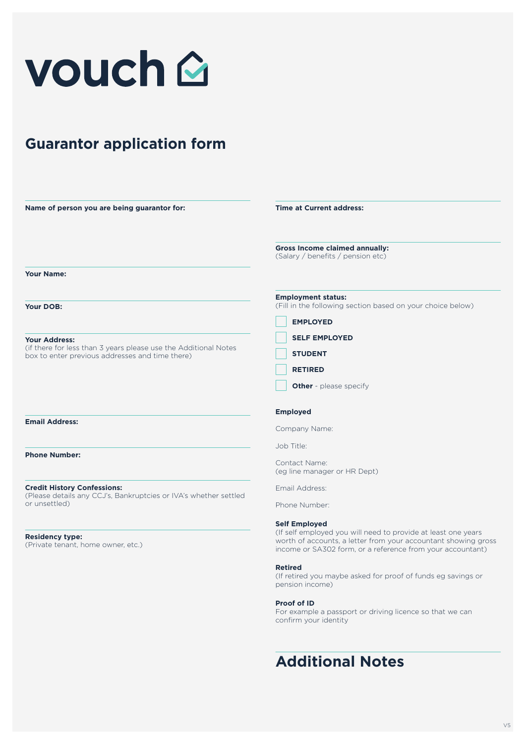vouch

# Guarantor application form

**Name of person you are being guarantor for:**

**Your Name:**

**Your DOB:**

**Your Address:**
(if there for less than 3 years please use the Additional Notes box to enter previous addresses and time there)

**Email Address:**

**Phone Number:**

**Credit History Confessions:**
(Please details any CCJ's, Bankruptcies or IVA's whether settled or unsettled)

**Residency type:**
(Private tenant, home owner, etc.)

**Time at Current address:**

**Gross Income claimed annually:**
(Salary / benefits / pension etc)

**Employment status:**
(Fill in the following section based on your choice below)

- [ ] **EMPLOYED**
- [ ] **SELF EMPLOYED**
- [ ] **STUDENT**
- [ ] **RETIRED**
- [ ] **Other** - please specify

**Employed**

Company Name:

Job Title:

Contact Name:
(eg line manager or HR Dept)

Email Address:

Phone Number:

**Self Employed**
(If self employed you will need to provide at least one years worth of accounts, a letter from your accountant showing gross income or SA302 form, or a reference from your accountant)

**Retired**
(If retired you maybe asked for proof of funds eg savings or pension income)

**Proof of ID**
For example a passport or driving licence so that we can confirm your identity

## Additional Notes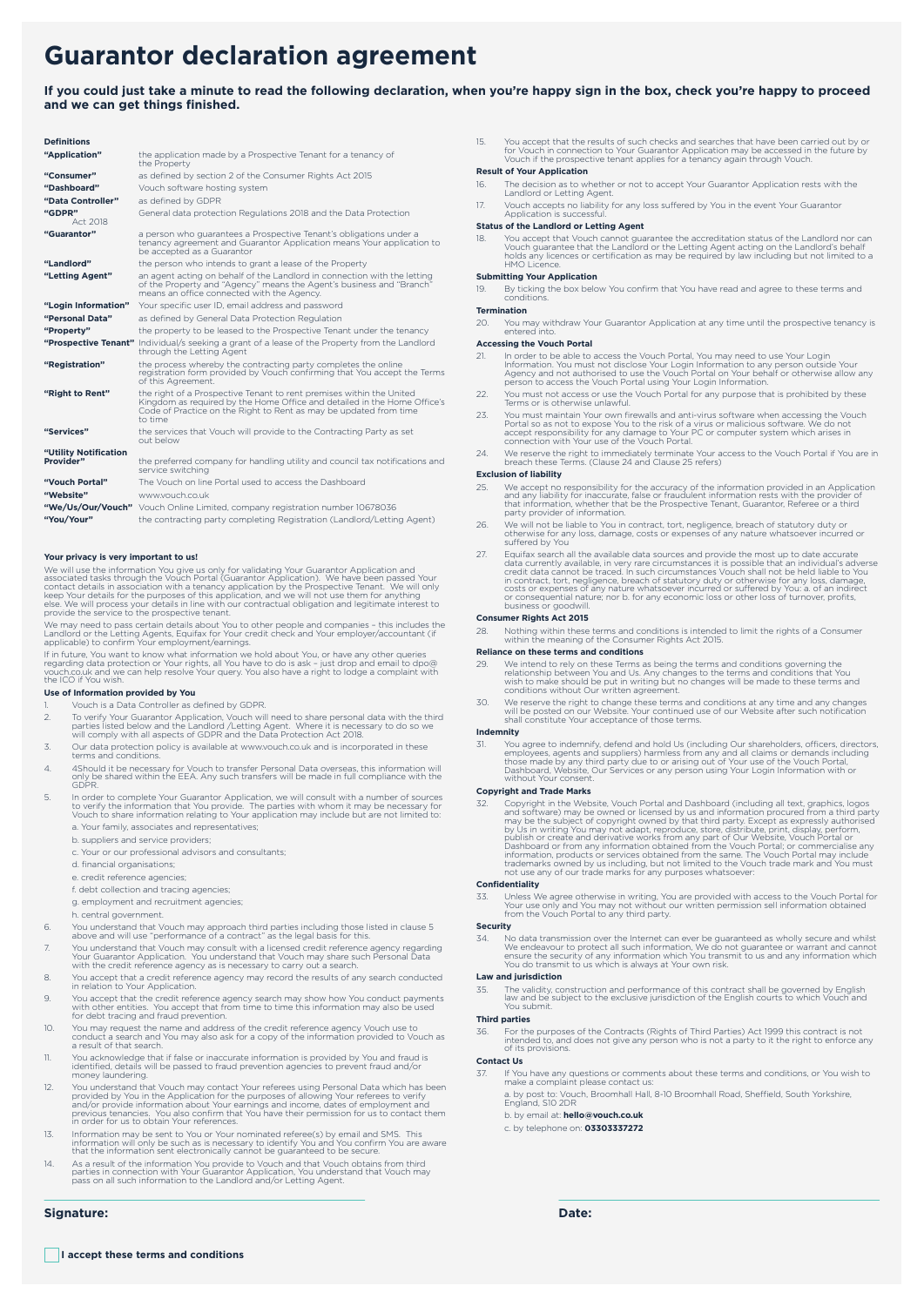# Guarantor declaration agreement

**If you could just take a minute to read the following declaration, when you're happy sign in the box, check you're happy to proceed and we can get things finished.**

**Definitions**

| | |
|---|---|
| **"Application"** | the application made by a Prospective Tenant for a tenancy of the Property |
| **"Consumer"** | as defined by section 2 of the Consumer Rights Act 2015 |
| **"Dashboard"** | Vouch software hosting system |
| **"Data Controller"** | as defined by GDPR |
| **"GDPR"** Act 2018 | General data protection Regulations 2018 and the Data Protection |
| **"Guarantor"** | a person who guarantees a Prospective Tenant's obligations under a tenancy agreement and Guarantor Application means Your application to be accepted as a Guarantor |
| **"Landlord"** | the person who intends to grant a lease of the Property |
| **"Letting Agent"** | an agent acting on behalf of the Landlord in connection with the letting of the Property and "Agency" means the Agent's business and "Branch" means an office connected with the Agency. |
| **"Login Information"** | Your specific user ID, email address and password |
| **"Personal Data"** | as defined by General Data Protection Regulation |
| **"Property"** | the property to be leased to the Prospective Tenant under the tenancy |
| **"Prospective Tenant"** | Individual/s seeking a grant of a lease of the Property from the Landlord through the Letting Agent |
| **"Registration"** | the process whereby the contracting party completes the online registration form provided by Vouch confirming that You accept the Terms of this Agreement. |
| **"Right to Rent"** | the right of a Prospective Tenant to rent premises within the United Kingdom as required by the Home Office and detailed in the Home Office's Code of Practice on the Right to Rent as may be updated from time to time |
| **"Services"** | the services that Vouch will provide to the Contracting Party as set out below |
| **"Utility Notification Provider"** | the preferred company for handling utility and council tax notifications and service switching |
| **"Vouch Portal"** | The Vouch on line Portal used to access the Dashboard |
| **"Website"** | www.vouch.co.uk |
| **"We/Us/Our/Vouch"** | Vouch Online Limited, company registration number 10678036 |
| **"You/Your"** | the contracting party completing Registration (Landlord/Letting Agent) |

**Your privacy is very important to us!**

We will use the information You give us only for validating Your Guarantor Application and associated tasks through the Vouch Portal (Guarantor Application). We have been passed Your contact details in association with a tenancy application by the Prospective Tenant. We will only keep Your details for the purposes of this application, and we will not use them for anything else. We will process your details in line with our contractual obligation and legitimate interest to provide the service to the prospective tenant.

We may need to pass certain details about You to other people and companies – this includes the Landlord or the Letting Agents, Equifax for Your credit check and Your employer/accountant (if applicable) to confirm Your employment/earnings.

If in future, You want to know what information we hold about You, or have any other queries regarding data protection or Your rights, all You have to do is ask – just drop and email to dpo@vouch.co.uk and we can help resolve Your query. You also have a right to lodge a complaint with the ICO if You wish.

**Use of Information provided by You**

1. Vouch is a Data Controller as defined by GDPR.
2. To verify Your Guarantor Application, Vouch will need to share personal data with the third parties listed below and the Landlord /Letting Agent. Where it is necessary to do so we will comply with all aspects of GDPR and the Data Protection Act 2018.
3. Our data protection policy is available at www.vouch.co.uk and is incorporated in these terms and conditions.
4. 4Should it be necessary for Vouch to transfer Personal Data overseas, this information will only be shared within the EEA. Any such transfers will be made in full compliance with the GDPR.
5. In order to complete Your Guarantor Application, we will consult with a number of sources to verify the information that You provide. The parties with whom it may be necessary for Vouch to share information relating to Your application may include but are not limited to:
   a. Your family, associates and representatives;
   b. suppliers and service providers;
   c. Your or our professional advisors and consultants;
   d. financial organisations;
   e. credit reference agencies;
   f. debt collection and tracing agencies;
   g. employment and recruitment agencies;
   h. central government.
6. You understand that Vouch may approach third parties including those listed in clause 5 above and will use "performance of a contract" as the legal basis for this.
7. You understand that Vouch may consult with a licensed credit reference agency regarding Your Guarantor Application. You understand that Vouch may share such Personal Data with the credit reference agency as is necessary to carry out a search.
8. You accept that a credit reference agency may record the results of any search conducted in relation to Your Application.
9. You accept that the credit reference agency search may show how You conduct payments with other entities. You accept that from time to time this information may also be used for debt tracing and fraud prevention.
10. You may request the name and address of the credit reference agency Vouch use to conduct a search and You may also ask for a copy of the information provided to Vouch as a result of that search.
11. You acknowledge that if false or inaccurate information is provided by You and fraud is identified, details will be passed to fraud prevention agencies to prevent fraud and/or money laundering.
12. You understand that Vouch may contact Your referees using Personal Data which has been provided by You in the Application for the purposes of allowing Your referees to verify and/or provide information about Your earnings and income, dates of employment and previous tenancies. You also confirm that You have their permission for us to contact them in order for us to obtain Your references.
13. Information may be sent to You or Your nominated referee(s) by email and SMS. This information will only be such as is necessary to identify You and You confirm You are aware that the information sent electronically cannot be guaranteed to be secure.
14. As a result of the information You provide to Vouch and that Vouch obtains from third parties in connection with Your Guarantor Application, You understand that Vouch may pass on all such information to the Landlord and/or Letting Agent.
15. You accept that the results of such checks and searches that have been carried out by or for Vouch in connection to Your Guarantor Application may be accessed in the future by Vouch if the prospective tenant applies for a tenancy again through Vouch.

**Result of Your Application**

16. The decision as to whether or not to accept Your Guarantor Application rests with the Landlord or Letting Agent.
17. Vouch accepts no liability for any loss suffered by You in the event Your Guarantor Application is successful.

**Status of the Landlord or Letting Agent**

18. You accept that Vouch cannot guarantee the accreditation status of the Landlord nor can Vouch guarantee that the Landlord or the Letting Agent acting on the Landlord's behalf holds any licences or certification as may be required by law including but not limited to a HMO Licence.

**Submitting Your Application**

19. By ticking the box below You confirm that You have read and agree to these terms and conditions.

**Termination**

20. You may withdraw Your Guarantor Application at any time until the prospective tenancy is entered into.

**Accessing the Vouch Portal**

21. In order to be able to access the Vouch Portal, You may need to use Your Login Information. You must not disclose Your Login Information to any person outside Your Agency and not authorised to use the Vouch Portal on Your behalf or otherwise allow any person to access the Vouch Portal using Your Login Information.
22. You must not access or use the Vouch Portal for any purpose that is prohibited by these Terms or is otherwise unlawful.
23. You must maintain Your own firewalls and anti-virus software when accessing the Vouch Portal so as not to expose You to the risk of a virus or malicious software. We do not accept responsibility for any damage to Your PC or computer system which arises in connection with Your use of the Vouch Portal.
24. We reserve the right to immediately terminate Your access to the Vouch Portal if You are in breach these Terms. (Clause 24 and Clause 25 refers)

**Exclusion of liability**

25. We accept no responsibility for the accuracy of the information provided in an Application and any liability for inaccurate, false or fraudulent information rests with the provider of that information, whether that be the Prospective Tenant, Guarantor, Referee or a third party provider of information.
26. We will not be liable to You in contract, tort, negligence, breach of statutory duty or otherwise for any loss, damage, costs or expenses of any nature whatsoever incurred or suffered by You
27. Equifax search all the available data sources and provide the most up to date accurate data currently available, in very rare circumstances it is possible that an individual's adverse credit data cannot be traced. In such circumstances Vouch shall not be held liable to You in contract, tort, negligence, breach of statutory duty or otherwise for any loss, damage, costs or expenses of any nature whatsoever incurred or suffered by You: a. of an indirect or consequential nature; nor b. for any economic loss or other loss of turnover, profits, business or goodwill.

**Consumer Rights Act 2015**

28. Nothing within these terms and conditions is intended to limit the rights of a Consumer within the meaning of the Consumer Rights Act 2015.

**Reliance on these terms and conditions**

29. We intend to rely on these Terms as being the terms and conditions governing the relationship between You and Us. Any changes to the terms and conditions that You wish to make should be put in writing but no changes will be made to these terms and conditions without Our written agreement.
30. We reserve the right to change these terms and conditions at any time and any changes will be posted on our Website. Your continued use of our Website after such notification shall constitute Your acceptance of those terms.

**Indemnity**

31. You agree to indemnify, defend and hold Us (including Our shareholders, officers, directors, employees, agents and suppliers) harmless from any and all claims or demands including those made by any third party due to or arising out of Your use of the Vouch Portal, Dashboard, Website, Our Services or any person using Your Login Information with or without Your consent.

**Copyright and Trade Marks**

32. Copyright in the Website, Vouch Portal and Dashboard (including all text, graphics, logos and software) may be owned or licensed by us and information procured from a third party may be the subject of copyright owned by that third party. Except as expressly authorised by Us in writing You may not adapt, reproduce, store, distribute, print, display, perform, publish or create and derivative works from any part of Our Website, Vouch Portal or Dashboard or from any information obtained from the Vouch Portal; or commercialise any information, products or services obtained from the same. The Vouch Portal may include trademarks owned by us including, but not limited to the Vouch trade mark and You must not use any of our trade marks for any purposes whatsoever:

**Confidentiality**

33. Unless We agree otherwise in writing, You are provided with access to the Vouch Portal for Your use only and You may not without our written permission sell information obtained from the Vouch Portal to any third party.

**Security**

34. No data transmission over the Internet can ever be guaranteed as wholly secure and whilst We endeavour to protect all such information, We do not guarantee or warrant and cannot ensure the security of any information which You transmit to us and any information which You do transmit to us which is always at Your own risk.

**Law and jurisdiction**

35. The validity, construction and performance of this contract shall be governed by English law and be subject to the exclusive jurisdiction of the English courts to which Vouch and You submit.

**Third parties**

36. For the purposes of the Contracts (Rights of Third Parties) Act 1999 this contract is not intended to, and does not give any person who is not a party to it the right to enforce any of its provisions.

**Contact Us**

37. If You have any questions or comments about these terms and conditions, or You wish to make a complaint please contact us:
   a. by post to: Vouch, Broomhall Hall, 8-10 Broomhall Road, Sheffield, South Yorkshire, England, S10 2DR
   b. by email at: **hello@vouch.co.uk**
   c. by telephone on: **03303337272**

**Signature:**

**Date:**

☐ **I accept these terms and conditions**